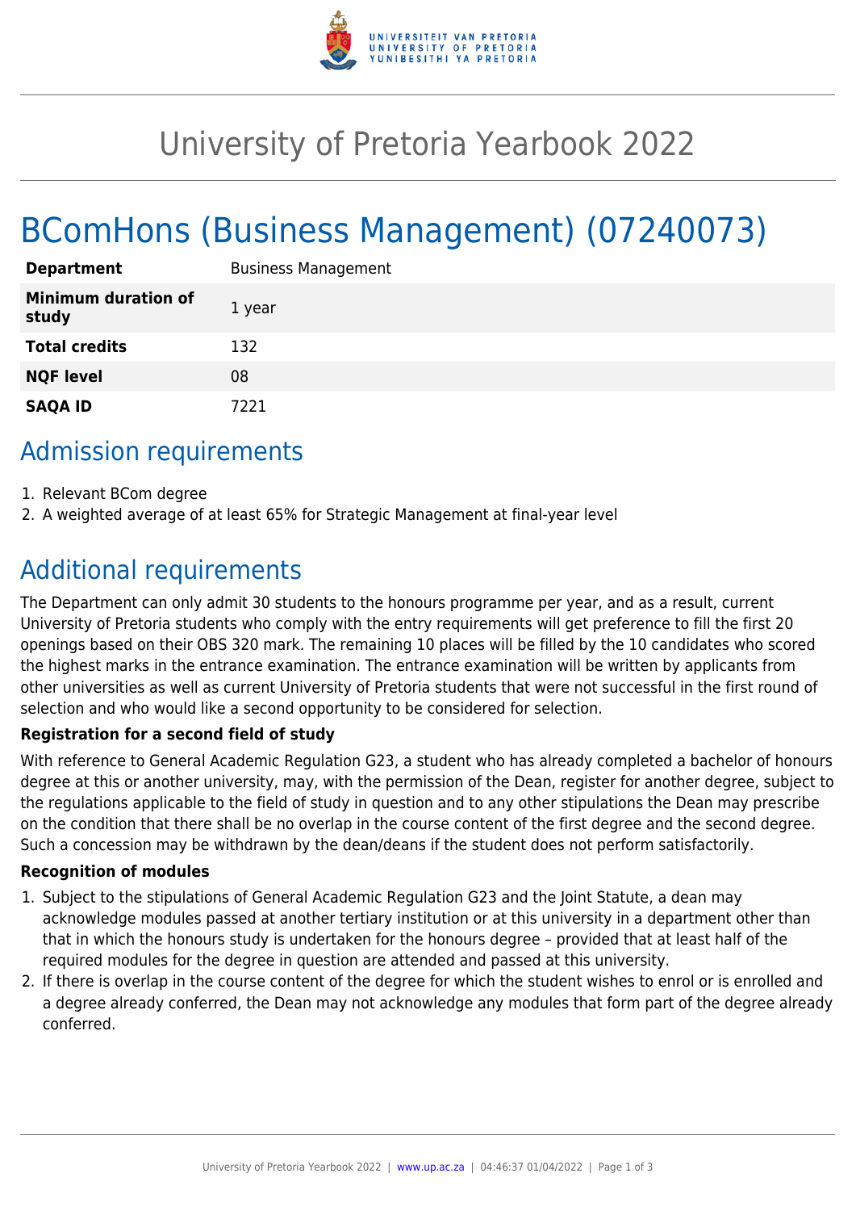# University of Pretoria Yearbook 2022

# BComHons (Business Management) (07240073)

| **Department** | Business Management |
|---|---|
| **Minimum duration of study** | 1 year |
| **Total credits** | 132 |
| **NQF level** | 08 |
| **SAQA ID** | 7221 |

## Admission requirements

1. Relevant BCom degree
2. A weighted average of at least 65% for Strategic Management at final-year level

## Additional requirements

The Department can only admit 30 students to the honours programme per year, and as a result, current University of Pretoria students who comply with the entry requirements will get preference to fill the first 20 openings based on their OBS 320 mark. The remaining 10 places will be filled by the 10 candidates who scored the highest marks in the entrance examination. The entrance examination will be written by applicants from other universities as well as current University of Pretoria students that were not successful in the first round of selection and who would like a second opportunity to be considered for selection.

**Registration for a second field of study**

With reference to General Academic Regulation G23, a student who has already completed a bachelor of honours degree at this or another university, may, with the permission of the Dean, register for another degree, subject to the regulations applicable to the field of study in question and to any other stipulations the Dean may prescribe on the condition that there shall be no overlap in the course content of the first degree and the second degree. Such a concession may be withdrawn by the dean/deans if the student does not perform satisfactorily.

**Recognition of modules**

1. Subject to the stipulations of General Academic Regulation G23 and the Joint Statute, a dean may acknowledge modules passed at another tertiary institution or at this university in a department other than that in which the honours study is undertaken for the honours degree – provided that at least half of the required modules for the degree in question are attended and passed at this university.
2. If there is overlap in the course content of the degree for which the student wishes to enrol or is enrolled and a degree already conferred, the Dean may not acknowledge any modules that form part of the degree already conferred.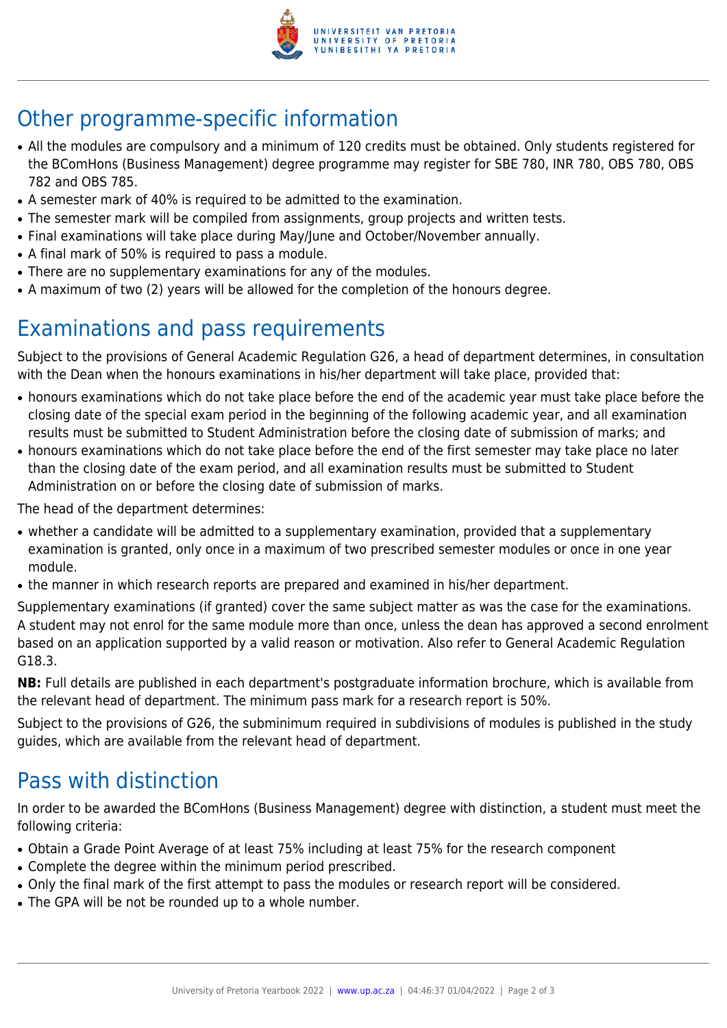## Other programme-specific information

- All the modules are compulsory and a minimum of 120 credits must be obtained. Only students registered for the BComHons (Business Management) degree programme may register for SBE 780, INR 780, OBS 780, OBS 782 and OBS 785.
- A semester mark of 40% is required to be admitted to the examination.
- The semester mark will be compiled from assignments, group projects and written tests.
- Final examinations will take place during May/June and October/November annually.
- A final mark of 50% is required to pass a module.
- There are no supplementary examinations for any of the modules.
- A maximum of two (2) years will be allowed for the completion of the honours degree.

## Examinations and pass requirements

Subject to the provisions of General Academic Regulation G26, a head of department determines, in consultation with the Dean when the honours examinations in his/her department will take place, provided that:

- honours examinations which do not take place before the end of the academic year must take place before the closing date of the special exam period in the beginning of the following academic year, and all examination results must be submitted to Student Administration before the closing date of submission of marks; and
- honours examinations which do not take place before the end of the first semester may take place no later than the closing date of the exam period, and all examination results must be submitted to Student Administration on or before the closing date of submission of marks.

The head of the department determines:

- whether a candidate will be admitted to a supplementary examination, provided that a supplementary examination is granted, only once in a maximum of two prescribed semester modules or once in one year module.
- the manner in which research reports are prepared and examined in his/her department.

Supplementary examinations (if granted) cover the same subject matter as was the case for the examinations.
A student may not enrol for the same module more than once, unless the dean has approved a second enrolment based on an application supported by a valid reason or motivation. Also refer to General Academic Regulation G18.3.

**NB:** Full details are published in each department's postgraduate information brochure, which is available from the relevant head of department. The minimum pass mark for a research report is 50%.

Subject to the provisions of G26, the subminimum required in subdivisions of modules is published in the study guides, which are available from the relevant head of department.

## Pass with distinction

In order to be awarded the BComHons (Business Management) degree with distinction, a student must meet the following criteria:

- Obtain a Grade Point Average of at least 75% including at least 75% for the research component
- Complete the degree within the minimum period prescribed.
- Only the final mark of the first attempt to pass the modules or research report will be considered.
- The GPA will be not be rounded up to a whole number.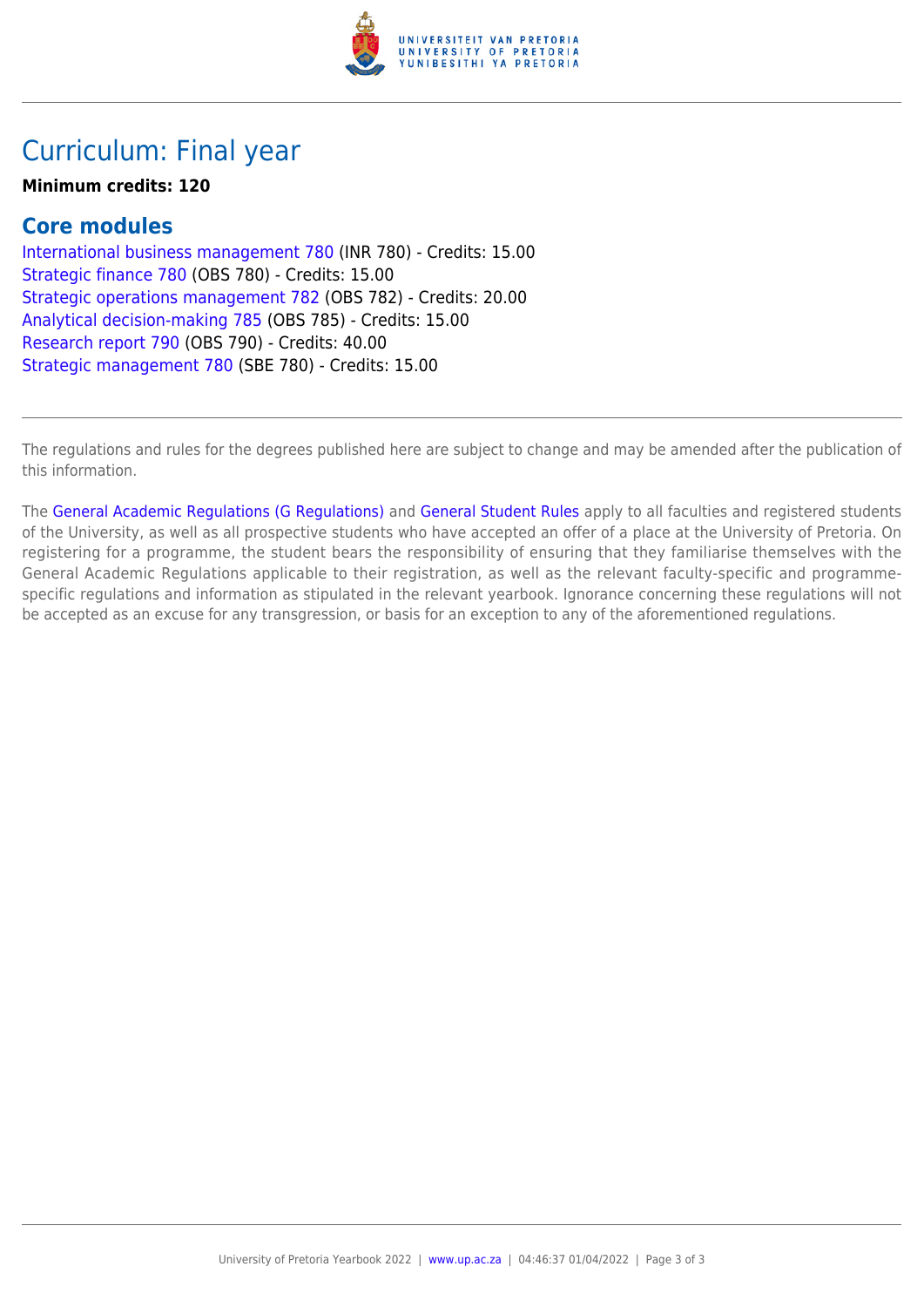## Curriculum: Final year

**Minimum credits: 120**

### Core modules

International business management 780 (INR 780) - Credits: 15.00
Strategic finance 780 (OBS 780) - Credits: 15.00
Strategic operations management 782 (OBS 782) - Credits: 20.00
Analytical decision-making 785 (OBS 785) - Credits: 15.00
Research report 790 (OBS 790) - Credits: 40.00
Strategic management 780 (SBE 780) - Credits: 15.00

---

The regulations and rules for the degrees published here are subject to change and may be amended after the publication of this information.

The General Academic Regulations (G Regulations) and General Student Rules apply to all faculties and registered students of the University, as well as all prospective students who have accepted an offer of a place at the University of Pretoria. On registering for a programme, the student bears the responsibility of ensuring that they familiarise themselves with the General Academic Regulations applicable to their registration, as well as the relevant faculty-specific and programme-specific regulations and information as stipulated in the relevant yearbook. Ignorance concerning these regulations will not be accepted as an excuse for any transgression, or basis for an exception to any of the aforementioned regulations.